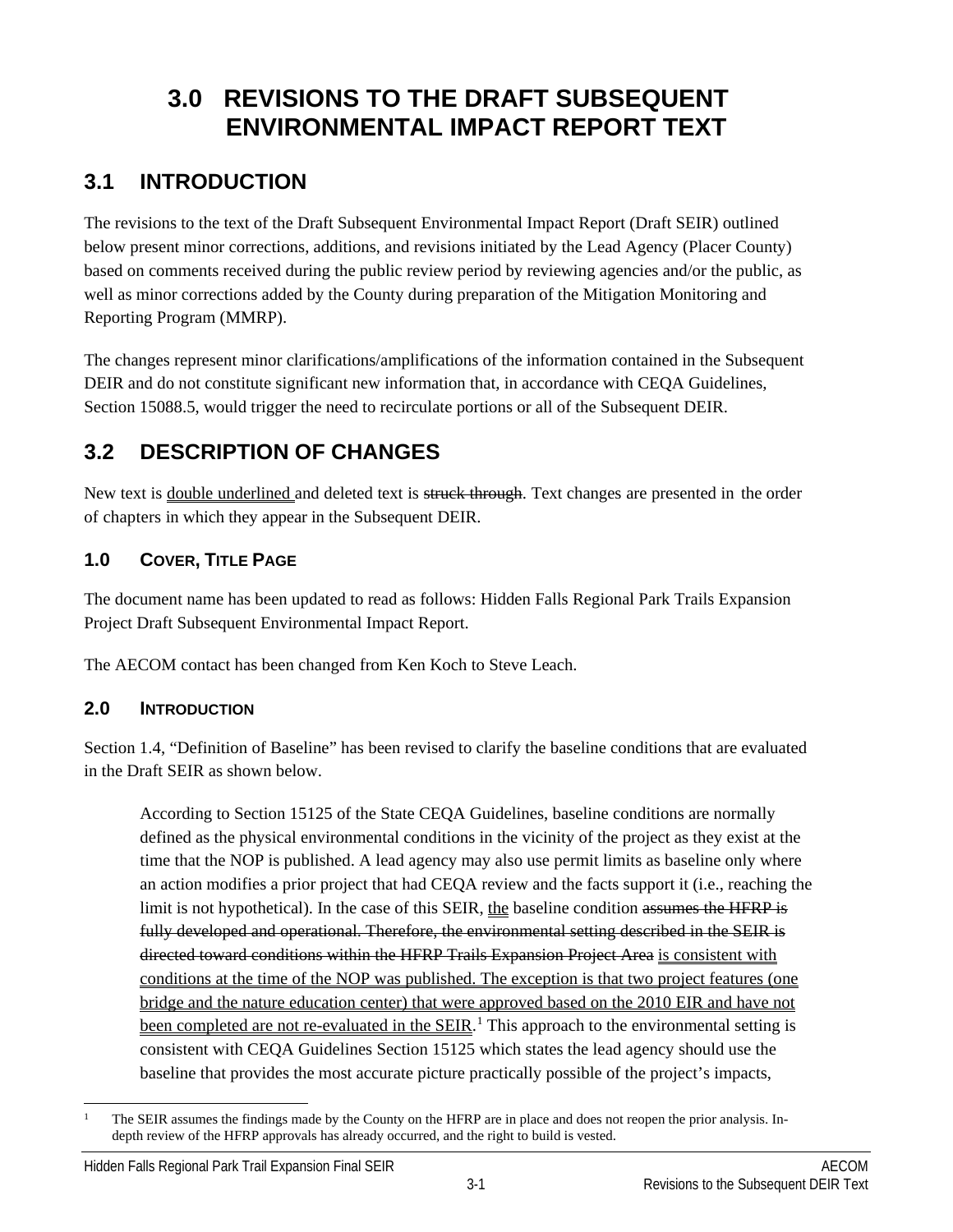# 3.0 REVISIONS TO THE DRAFT SUBSEQUENT ENVIRONMENTAL IMPACT REPORT TEXT

## 3.1 INTRODUCTION

The revisions to the text of the Draft Subsequent Environmental Impact Report (Draft SEIR) outlined below present minor corrections, additions, and revisions initiated by the Lead Agency (Placer County) based on comments received during the public review period by reviewing agencies and/or the public, as well as minor corrections added by the County during preparation of the Mitigation Monitoring and Reporting Program (MMRP).

The changes represent minor clarifications/amplifications of the information contained in the Subsequent DEIR and do not constitute significant new information that, in accordance with CEQA Guidelines, Section 15088.5, would trigger the need to recirculate portions or all of the Subsequent DEIR.

## 3.2 DESCRIPTION OF CHANGES

New text is <u>double underlined</u> and deleted text is ~~struck through~~. Text changes are presented in the order of chapters in which they appear in the Subsequent DEIR.

### 1.0 COVER, TITLE PAGE

The document name has been updated to read as follows: Hidden Falls Regional Park Trails Expansion Project Draft Subsequent Environmental Impact Report.

The AECOM contact has been changed from Ken Koch to Steve Leach.

### 2.0 INTRODUCTION

Section 1.4, "Definition of Baseline" has been revised to clarify the baseline conditions that are evaluated in the Draft SEIR as shown below.

> According to Section 15125 of the State CEQA Guidelines, baseline conditions are normally defined as the physical environmental conditions in the vicinity of the project as they exist at the time that the NOP is published. A lead agency may also use permit limits as baseline only where an action modifies a prior project that had CEQA review and the facts support it (i.e., reaching the limit is not hypothetical). In the case of this SEIR, <u>the</u> baseline condition ~~assumes the HFRP is fully developed and operational. Therefore, the environmental setting described in the SEIR is directed toward conditions within the HFRP Trails Expansion Project Area~~ <u>is consistent with conditions at the time of the NOP was published. The exception is that two project features (one bridge and the nature education center) that were approved based on the 2010 EIR and have not been completed are not re-evaluated in the SEIR</u>.[1] This approach to the environmental setting is consistent with CEQA Guidelines Section 15125 which states the lead agency should use the baseline that provides the most accurate picture practically possible of the project's impacts,

[1] The SEIR assumes the findings made by the County on the HFRP are in place and does not reopen the prior analysis. In-depth review of the HFRP approvals has already occurred, and the right to build is vested.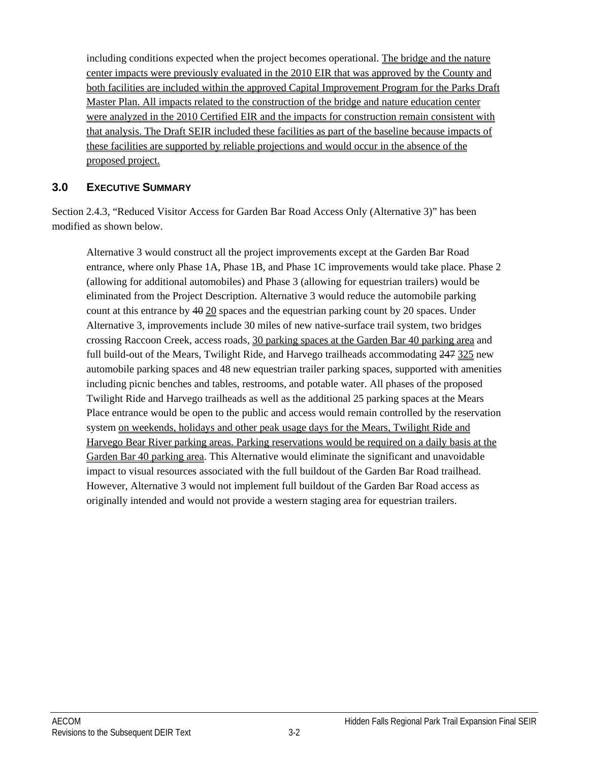including conditions expected when the project becomes operational. <u>The bridge and the nature center impacts were previously evaluated in the 2010 EIR that was approved by the County and both facilities are included within the approved Capital Improvement Program for the Parks Draft Master Plan. All impacts related to the construction of the bridge and nature education center were analyzed in the 2010 Certified EIR and the impacts for construction remain consistent with that analysis. The Draft SEIR included these facilities as part of the baseline because impacts of these facilities are supported by reliable projections and would occur in the absence of the proposed project.</u>

## 3.0 EXECUTIVE SUMMARY

Section 2.4.3, "Reduced Visitor Access for Garden Bar Road Access Only (Alternative 3)" has been modified as shown below.

> Alternative 3 would construct all the project improvements except at the Garden Bar Road entrance, where only Phase 1A, Phase 1B, and Phase 1C improvements would take place. Phase 2 (allowing for additional automobiles) and Phase 3 (allowing for equestrian trailers) would be eliminated from the Project Description. Alternative 3 would reduce the automobile parking count at this entrance by ~~40~~ <u>20</u> spaces and the equestrian parking count by 20 spaces. Under Alternative 3, improvements include 30 miles of new native-surface trail system, two bridges crossing Raccoon Creek, access roads, <u>30 parking spaces at the Garden Bar 40 parking area</u> and full build-out of the Mears, Twilight Ride, and Harvego trailheads accommodating ~~247~~ <u>325</u> new automobile parking spaces and 48 new equestrian trailer parking spaces, supported with amenities including picnic benches and tables, restrooms, and potable water. All phases of the proposed Twilight Ride and Harvego trailheads as well as the additional 25 parking spaces at the Mears Place entrance would be open to the public and access would remain controlled by the reservation system <u>on weekends, holidays and other peak usage days for the Mears, Twilight Ride and Harvego Bear River parking areas. Parking reservations would be required on a daily basis at the Garden Bar 40 parking area</u>. This Alternative would eliminate the significant and unavoidable impact to visual resources associated with the full buildout of the Garden Bar Road trailhead. However, Alternative 3 would not implement full buildout of the Garden Bar Road access as originally intended and would not provide a western staging area for equestrian trailers.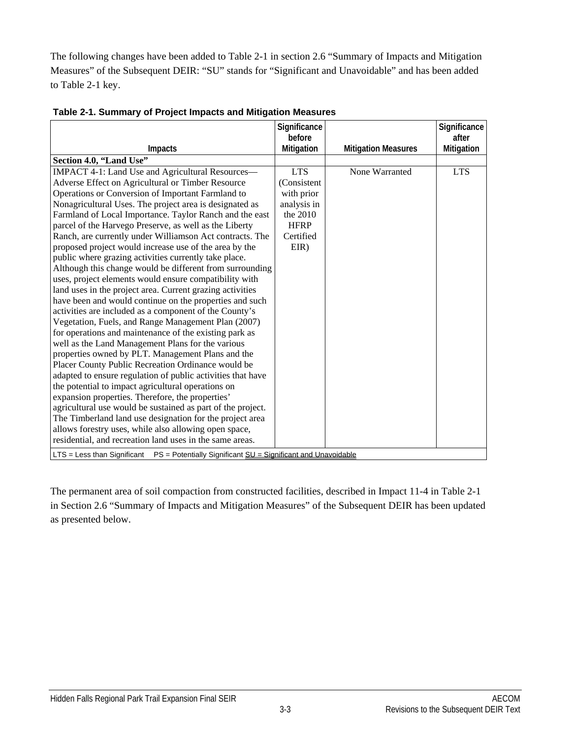The following changes have been added to Table 2-1 in section 2.6 “Summary of Impacts and Mitigation Measures” of the Subsequent DEIR: “SU” stands for “Significant and Unavoidable” and has been added to Table 2-1 key.

**Table 2-1. Summary of Project Impacts and Mitigation Measures**

| Impacts | Significance before Mitigation | Mitigation Measures | Significance after Mitigation |
|---|---|---|---|
| **Section 4.0, “Land Use”** | | | |
| IMPACT 4-1: Land Use and Agricultural Resources—Adverse Effect on Agricultural or Timber Resource Operations or Conversion of Important Farmland to Nonagricultural Uses. The project area is designated as Farmland of Local Importance. Taylor Ranch and the east parcel of the Harvego Preserve, as well as the Liberty Ranch, are currently under Williamson Act contracts. The proposed project would increase use of the area by the public where grazing activities currently take place. Although this change would be different from surrounding uses, project elements would ensure compatibility with land uses in the project area. Current grazing activities have been and would continue on the properties and such activities are included as a component of the County’s Vegetation, Fuels, and Range Management Plan (2007) for operations and maintenance of the existing park as well as the Land Management Plans for the various properties owned by PLT. Management Plans and the Placer County Public Recreation Ordinance would be adapted to ensure regulation of public activities that have the potential to impact agricultural operations on expansion properties. Therefore, the properties’ agricultural use would be sustained as part of the project. The Timberland land use designation for the project area allows forestry uses, while also allowing open space, residential, and recreation land uses in the same areas. | LTS (Consistent with prior analysis in the 2010 HFRP Certified EIR) | None Warranted | LTS |
| LTS = Less than Significant PS = Potentially Significant <u>SU = Significant and Unavoidable</u> | | | |

The permanent area of soil compaction from constructed facilities, described in Impact 11-4 in Table 2-1 in Section 2.6 “Summary of Impacts and Mitigation Measures” of the Subsequent DEIR has been updated as presented below.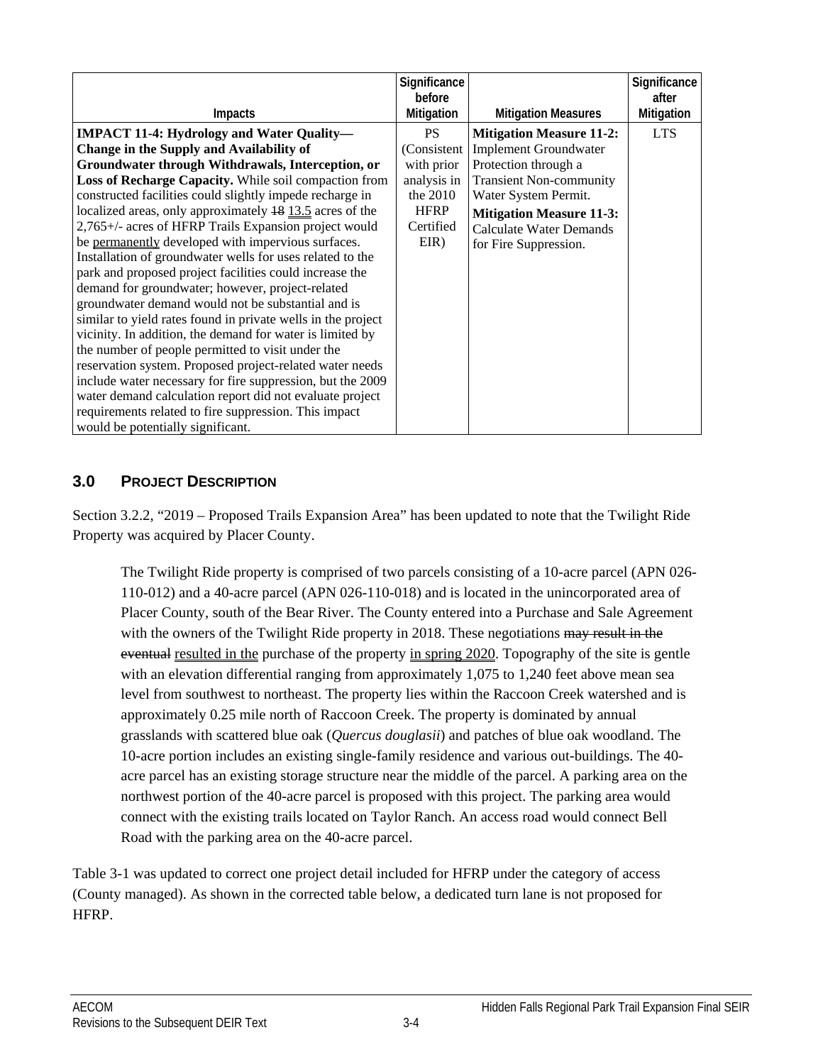| Impacts | Significance before Mitigation | Mitigation Measures | Significance after Mitigation |
|---|---|---|---|
| **IMPACT 11-4: Hydrology and Water Quality—Change in the Supply and Availability of Groundwater through Withdrawals, Interception, or Loss of Recharge Capacity.** While soil compaction from constructed facilities could slightly impede recharge in localized areas, only approximately ~~18~~ <u>13.5</u> acres of the 2,765+/- acres of HFRP Trails Expansion project would be <u>permanently</u> developed with impervious surfaces. Installation of groundwater wells for uses related to the park and proposed project facilities could increase the demand for groundwater; however, project-related groundwater demand would not be substantial and is similar to yield rates found in private wells in the project vicinity. In addition, the demand for water is limited by the number of people permitted to visit under the reservation system. Proposed project-related water needs include water necessary for fire suppression, but the 2009 water demand calculation report did not evaluate project requirements related to fire suppression. This impact would be potentially significant. | PS (Consistent with prior analysis in the 2010 HFRP Certified EIR) | **Mitigation Measure 11-2:** Implement Groundwater Protection through a Transient Non-community Water System Permit. **Mitigation Measure 11-3:** Calculate Water Demands for Fire Suppression. | LTS |

## 3.0 PROJECT DESCRIPTION

Section 3.2.2, "2019 – Proposed Trails Expansion Area" has been updated to note that the Twilight Ride Property was acquired by Placer County.

> The Twilight Ride property is comprised of two parcels consisting of a 10-acre parcel (APN 026-110-012) and a 40-acre parcel (APN 026-110-018) and is located in the unincorporated area of Placer County, south of the Bear River. The County entered into a Purchase and Sale Agreement with the owners of the Twilight Ride property in 2018. These negotiations ~~may result in the eventual~~ <u>resulted in the</u> purchase of the property <u>in spring 2020</u>. Topography of the site is gentle with an elevation differential ranging from approximately 1,075 to 1,240 feet above mean sea level from southwest to northeast. The property lies within the Raccoon Creek watershed and is approximately 0.25 mile north of Raccoon Creek. The property is dominated by annual grasslands with scattered blue oak (*Quercus douglasii*) and patches of blue oak woodland. The 10-acre portion includes an existing single-family residence and various out-buildings. The 40-acre parcel has an existing storage structure near the middle of the parcel. A parking area on the northwest portion of the 40-acre parcel is proposed with this project. The parking area would connect with the existing trails located on Taylor Ranch. An access road would connect Bell Road with the parking area on the 40-acre parcel.

Table 3-1 was updated to correct one project detail included for HFRP under the category of access (County managed). As shown in the corrected table below, a dedicated turn lane is not proposed for HFRP.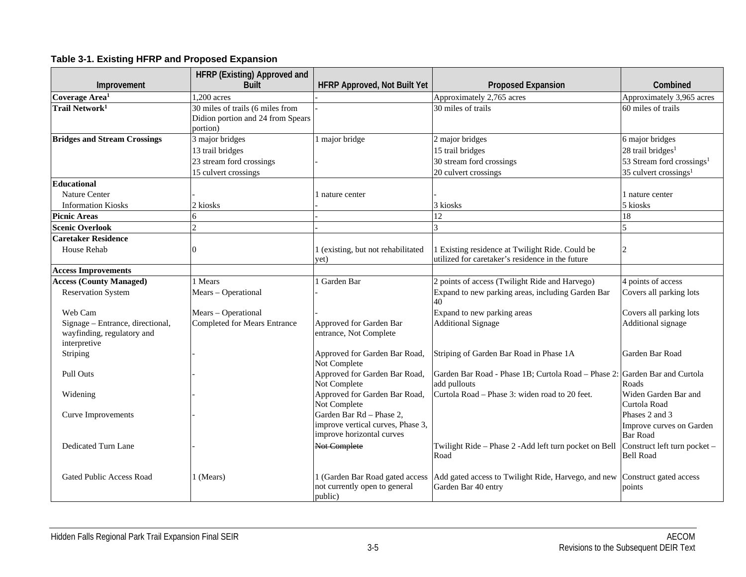**Table 3-1. Existing HFRP and Proposed Expansion**

| Improvement | HFRP (Existing) Approved and Built | HFRP Approved, Not Built Yet | Proposed Expansion | Combined |
|---|---|---|---|---|
| **Coverage Area[1]** | 1,200 acres | - | Approximately 2,765 acres | Approximately 3,965 acres |
| **Trail Network[1]** | 30 miles of trails (6 miles from Didion portion and 24 from Spears portion) | - | 30 miles of trails | 60 miles of trails |
| **Bridges and Stream Crossings** | 3 major bridges | 1 major bridge | 2 major bridges | 6 major bridges |
| | 13 trail bridges | | 15 trail bridges | 28 trail bridges[1] |
| | 23 stream ford crossings | - | 30 stream ford crossings | 53 Stream ford crossings[1] |
| | 15 culvert crossings | | 20 culvert crossings | 35 culvert crossings[1] |
| **Educational** | | | | |
| Nature Center | - | 1 nature center | - | 1 nature center |
| Information Kiosks | 2 kiosks | - | 3 kiosks | 5 kiosks |
| **Picnic Areas** | 6 | - | 12 | 18 |
| **Scenic Overlook** | 2 | - | 3 | 5 |
| **Caretaker Residence** | | | | |
| House Rehab | 0 | 1 (existing, but not rehabilitated yet) | 1 Existing residence at Twilight Ride. Could be utilized for caretaker's residence in the future | 2 |
| **Access Improvements** | | | | |
| **Access (County Managed)** | 1 Mears | 1 Garden Bar | 2 points of access (Twilight Ride and Harvego) | 4 points of access |
| Reservation System | Mears – Operational | - | Expand to new parking areas, including Garden Bar 40 | Covers all parking lots |
| Web Cam | Mears – Operational | - | Expand to new parking areas | Covers all parking lots |
| Signage – Entrance, directional, wayfinding, regulatory and interpretive | Completed for Mears Entrance | Approved for Garden Bar entrance, Not Complete | Additional Signage | Additional signage |
| Striping | - | Approved for Garden Bar Road, Not Complete | Striping of Garden Bar Road in Phase 1A | Garden Bar Road |
| Pull Outs | - | Approved for Garden Bar Road, Not Complete | Garden Bar Road - Phase 1B; Curtola Road – Phase 2: add pullouts | Garden Bar and Curtola Roads |
| Widening | - | Approved for Garden Bar Road, Not Complete | Curtola Road – Phase 3: widen road to 20 feet. | Widen Garden Bar and Curtola Road |
| Curve Improvements | - | Garden Bar Rd – Phase 2, improve vertical curves, Phase 3, improve horizontal curves | | Phases 2 and 3 Improve curves on Garden Bar Road |
| Dedicated Turn Lane | - | ~~Not Complete~~ | Twilight Ride – Phase 2 -Add left turn pocket on Bell Road | Construct left turn pocket – Bell Road |
| Gated Public Access Road | 1 (Mears) | 1 (Garden Bar Road gated access not currently open to general public) | Add gated access to Twilight Ride, Harvego, and new Garden Bar 40 entry | Construct gated access points |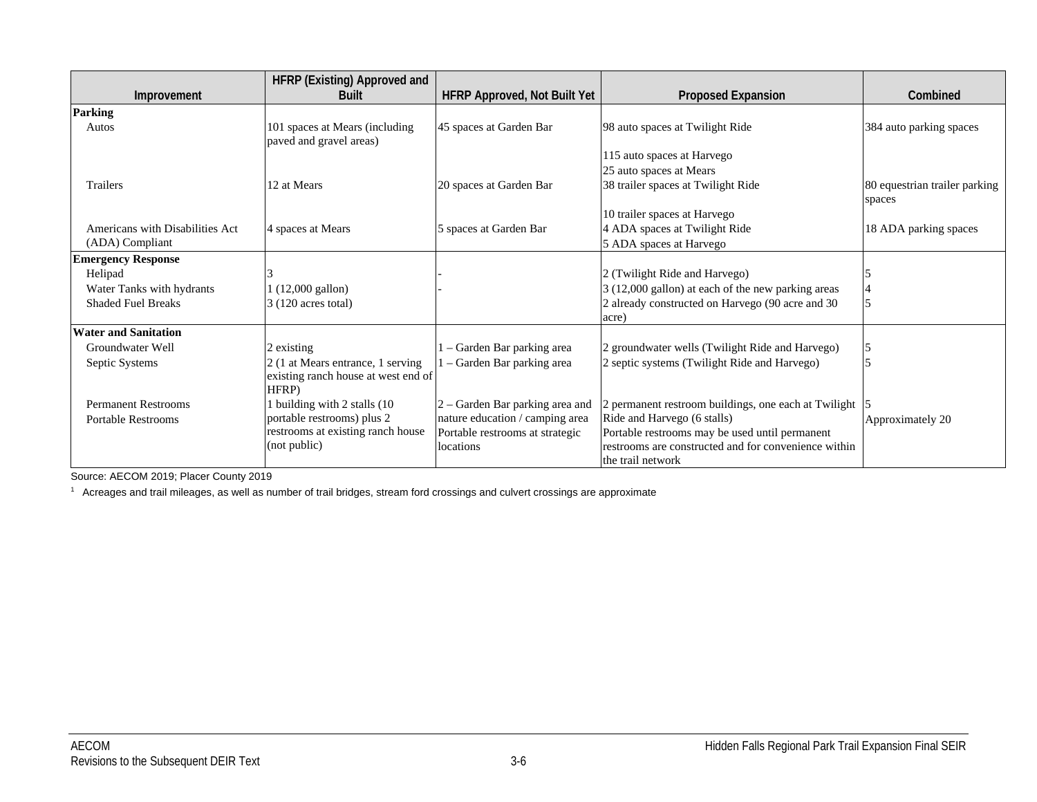| Improvement | HFRP (Existing) Approved and Built | HFRP Approved, Not Built Yet | Proposed Expansion | Combined |
|---|---|---|---|---|
| **Parking** | | | | |
| Autos | 101 spaces at Mears (including paved and gravel areas) | 45 spaces at Garden Bar | 98 auto spaces at Twilight Ride<br><br>115 auto spaces at Harvego<br>25 auto spaces at Mears | 384 auto parking spaces |
| Trailers | 12 at Mears | 20 spaces at Garden Bar | 38 trailer spaces at Twilight Ride<br><br>10 trailer spaces at Harvego | 80 equestrian trailer parking spaces |
| Americans with Disabilities Act (ADA) Compliant | 4 spaces at Mears | 5 spaces at Garden Bar | 4 ADA spaces at Twilight Ride<br>5 ADA spaces at Harvego | 18 ADA parking spaces |
| **Emergency Response** | | | | |
| Helipad | 3 | - | 2 (Twilight Ride and Harvego) | 5 |
| Water Tanks with hydrants | 1 (12,000 gallon) | - | 3 (12,000 gallon) at each of the new parking areas | 4 |
| Shaded Fuel Breaks | 3 (120 acres total) | | 2 already constructed on Harvego (90 acre and 30 acre) | 5 |
| **Water and Sanitation** | | | | |
| Groundwater Well | 2 existing | 1 – Garden Bar parking area | 2 groundwater wells (Twilight Ride and Harvego) | 5 |
| Septic Systems | 2 (1 at Mears entrance, 1 serving existing ranch house at west end of HFRP) | 1 – Garden Bar parking area | 2 septic systems (Twilight Ride and Harvego) | 5 |
| Permanent Restrooms | 1 building with 2 stalls (10 | 2 – Garden Bar parking area and | 2 permanent restroom buildings, one each at Twilight | 5 |
| Portable Restrooms | portable restrooms) plus 2 restrooms at existing ranch house (not public) | nature education / camping area Portable restrooms at strategic locations | Ride and Harvego (6 stalls)<br>Portable restrooms may be used until permanent restrooms are constructed and for convenience within the trail network | Approximately 20 |

Source: AECOM 2019; Placer County 2019

[1] Acreages and trail mileages, as well as number of trail bridges, stream ford crossings and culvert crossings are approximate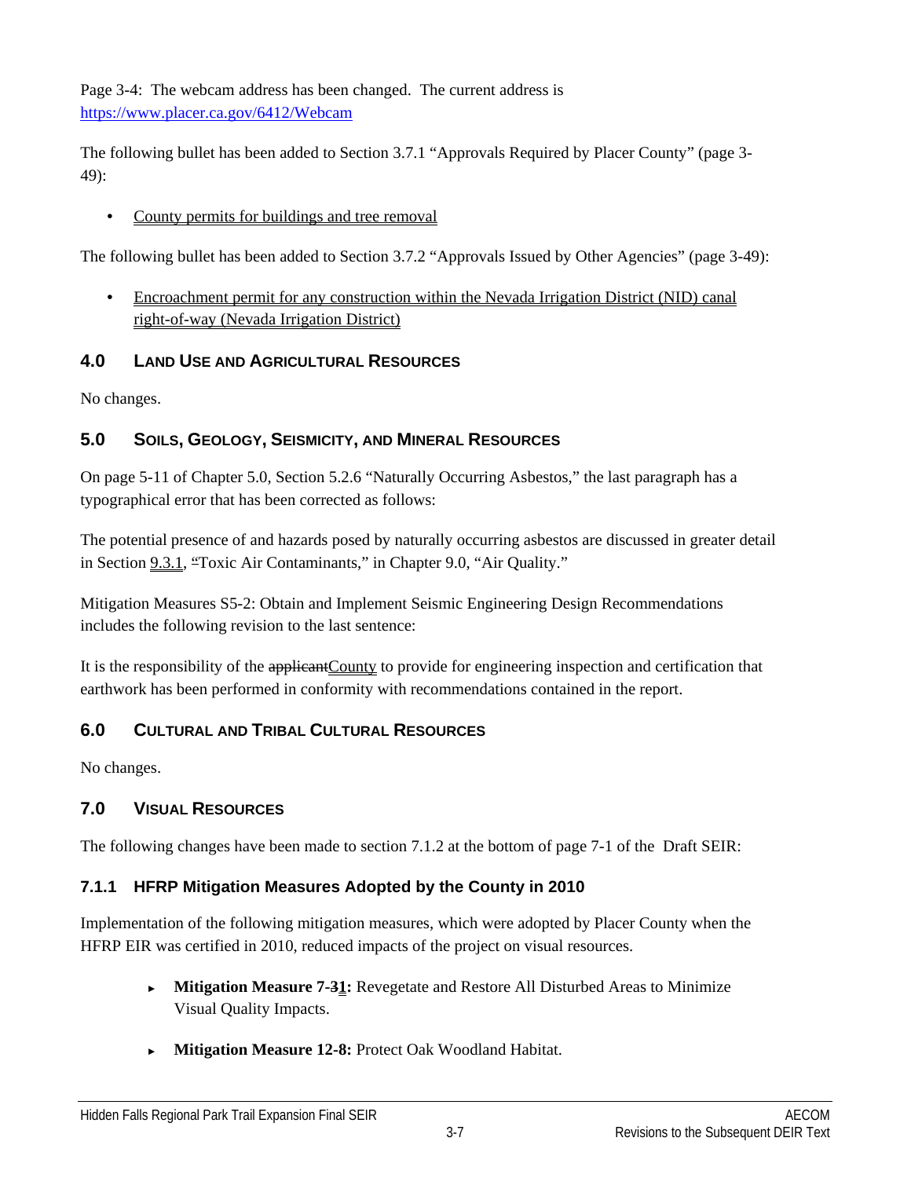Page 3-4: The webcam address has been changed. The current address is https://www.placer.ca.gov/6412/Webcam

The following bullet has been added to Section 3.7.1 "Approvals Required by Placer County" (page 3-49):

- <u>County permits for buildings and tree removal</u>

The following bullet has been added to Section 3.7.2 "Approvals Issued by Other Agencies" (page 3-49):

- <u>Encroachment permit for any construction within the Nevada Irrigation District (NID) canal right-of-way (Nevada Irrigation District)</u>

## 4.0 Land Use and Agricultural Resources

No changes.

## 5.0 Soils, Geology, Seismicity, and Mineral Resources

On page 5-11 of Chapter 5.0, Section 5.2.6 "Naturally Occurring Asbestos," the last paragraph has a typographical error that has been corrected as follows:

The potential presence of and hazards posed by naturally occurring asbestos are discussed in greater detail in Section <u>9.3.1</u>, ~~"~~Toxic Air Contaminants," in Chapter 9.0, "Air Quality."

Mitigation Measures S5-2: Obtain and Implement Seismic Engineering Design Recommendations includes the following revision to the last sentence:

It is the responsibility of the ~~applicant~~<u>County</u> to provide for engineering inspection and certification that earthwork has been performed in conformity with recommendations contained in the report.

## 6.0 Cultural and Tribal Cultural Resources

No changes.

## 7.0 Visual Resources

The following changes have been made to section 7.1.2 at the bottom of page 7-1 of the Draft SEIR:

### 7.1.1 HFRP Mitigation Measures Adopted by the County in 2010

Implementation of the following mitigation measures, which were adopted by Placer County when the HFRP EIR was certified in 2010, reduced impacts of the project on visual resources.

- **Mitigation Measure 7-~~3~~<u>1</u>:** Revegetate and Restore All Disturbed Areas to Minimize Visual Quality Impacts.
- **Mitigation Measure 12-8:** Protect Oak Woodland Habitat.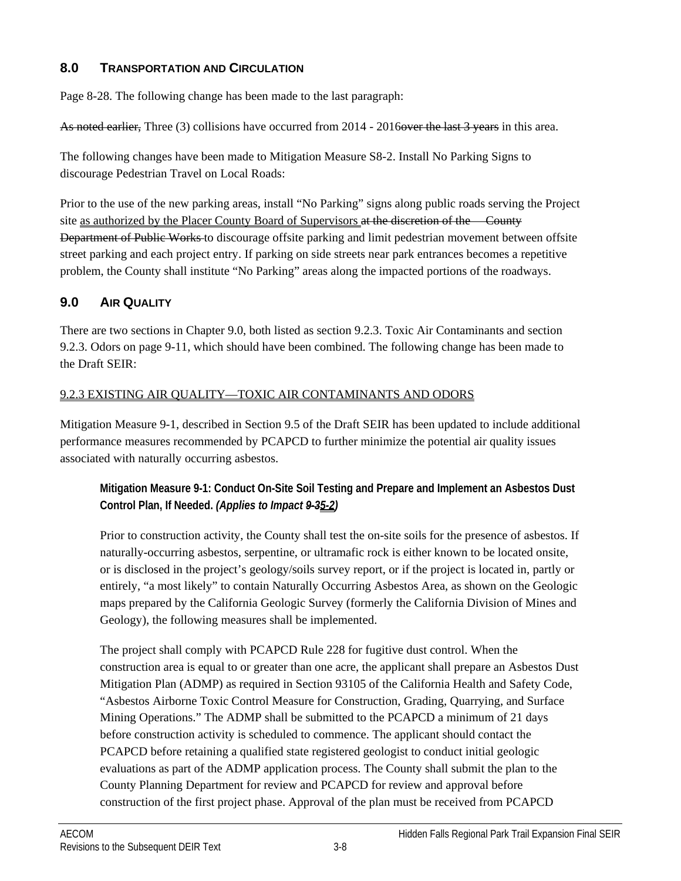## 8.0 TRANSPORTATION AND CIRCULATION

Page 8-28. The following change has been made to the last paragraph:

~~As noted earlier,~~ Three (3) collisions have occurred from 2014 - 2016~~over the last 3 years~~ in this area.

The following changes have been made to Mitigation Measure S8-2. Install No Parking Signs to discourage Pedestrian Travel on Local Roads:

Prior to the use of the new parking areas, install "No Parking" signs along public roads serving the Project site <u>as authorized by the Placer County Board of Supervisors</u> ~~at the discretion of the County Department of Public Works~~ to discourage offsite parking and limit pedestrian movement between offsite street parking and each project entry. If parking on side streets near park entrances becomes a repetitive problem, the County shall institute "No Parking" areas along the impacted portions of the roadways.

## 9.0 AIR QUALITY

There are two sections in Chapter 9.0, both listed as section 9.2.3. Toxic Air Contaminants and section 9.2.3. Odors on page 9-11, which should have been combined. The following change has been made to the Draft SEIR:

<u>9.2.3 EXISTING AIR QUALITY—TOXIC AIR CONTAMINANTS AND ODORS</u>

Mitigation Measure 9-1, described in Section 9.5 of the Draft SEIR has been updated to include additional performance measures recommended by PCAPCD to further minimize the potential air quality issues associated with naturally occurring asbestos.

**Mitigation Measure 9-1: Conduct On-Site Soil Testing and Prepare and Implement an Asbestos Dust Control Plan, If Needed.** ***(Applies to Impact ~~9-3~~<u>5-2</u>)***

Prior to construction activity, the County shall test the on-site soils for the presence of asbestos. If naturally-occurring asbestos, serpentine, or ultramafic rock is either known to be located onsite, or is disclosed in the project's geology/soils survey report, or if the project is located in, partly or entirely, "a most likely" to contain Naturally Occurring Asbestos Area, as shown on the Geologic maps prepared by the California Geologic Survey (formerly the California Division of Mines and Geology), the following measures shall be implemented.

The project shall comply with PCAPCD Rule 228 for fugitive dust control. When the construction area is equal to or greater than one acre, the applicant shall prepare an Asbestos Dust Mitigation Plan (ADMP) as required in Section 93105 of the California Health and Safety Code, "Asbestos Airborne Toxic Control Measure for Construction, Grading, Quarrying, and Surface Mining Operations." The ADMP shall be submitted to the PCAPCD a minimum of 21 days before construction activity is scheduled to commence. The applicant should contact the PCAPCD before retaining a qualified state registered geologist to conduct initial geologic evaluations as part of the ADMP application process. The County shall submit the plan to the County Planning Department for review and PCAPCD for review and approval before construction of the first project phase. Approval of the plan must be received from PCAPCD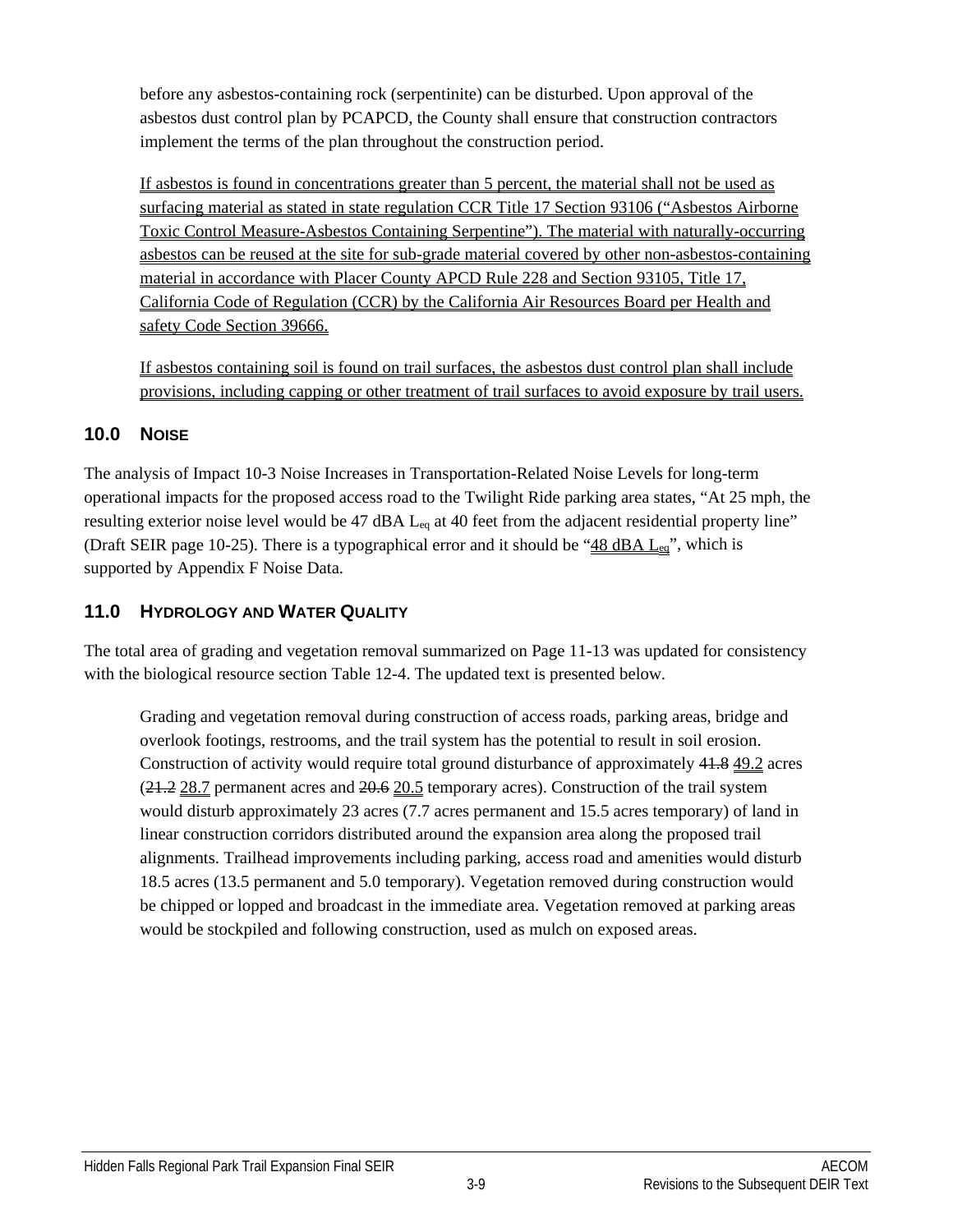before any asbestos-containing rock (serpentinite) can be disturbed. Upon approval of the asbestos dust control plan by PCAPCD, the County shall ensure that construction contractors implement the terms of the plan throughout the construction period.

If asbestos is found in concentrations greater than 5 percent, the material shall not be used as surfacing material as stated in state regulation CCR Title 17 Section 93106 ("Asbestos Airborne Toxic Control Measure-Asbestos Containing Serpentine"). The material with naturally-occurring asbestos can be reused at the site for sub-grade material covered by other non-asbestos-containing material in accordance with Placer County APCD Rule 228 and Section 93105, Title 17, California Code of Regulation (CCR) by the California Air Resources Board per Health and safety Code Section 39666.

If asbestos containing soil is found on trail surfaces, the asbestos dust control plan shall include provisions, including capping or other treatment of trail surfaces to avoid exposure by trail users.

## 10.0 NOISE

The analysis of Impact 10-3 Noise Increases in Transportation-Related Noise Levels for long-term operational impacts for the proposed access road to the Twilight Ride parking area states, "At 25 mph, the resulting exterior noise level would be 47 dBA $L_{eq}$ at 40 feet from the adjacent residential property line" (Draft SEIR page 10-25). There is a typographical error and it should be "48 dBA $L_{eq}$", which is supported by Appendix F Noise Data.

## 11.0 HYDROLOGY AND WATER QUALITY

The total area of grading and vegetation removal summarized on Page 11-13 was updated for consistency with the biological resource section Table 12-4. The updated text is presented below.

Grading and vegetation removal during construction of access roads, parking areas, bridge and overlook footings, restrooms, and the trail system has the potential to result in soil erosion. Construction of activity would require total ground disturbance of approximately ~~41.8~~ 49.2 acres (~~21.2~~ 28.7 permanent acres and ~~20.6~~ 20.5 temporary acres). Construction of the trail system would disturb approximately 23 acres (7.7 acres permanent and 15.5 acres temporary) of land in linear construction corridors distributed around the expansion area along the proposed trail alignments. Trailhead improvements including parking, access road and amenities would disturb 18.5 acres (13.5 permanent and 5.0 temporary). Vegetation removed during construction would be chipped or lopped and broadcast in the immediate area. Vegetation removed at parking areas would be stockpiled and following construction, used as mulch on exposed areas.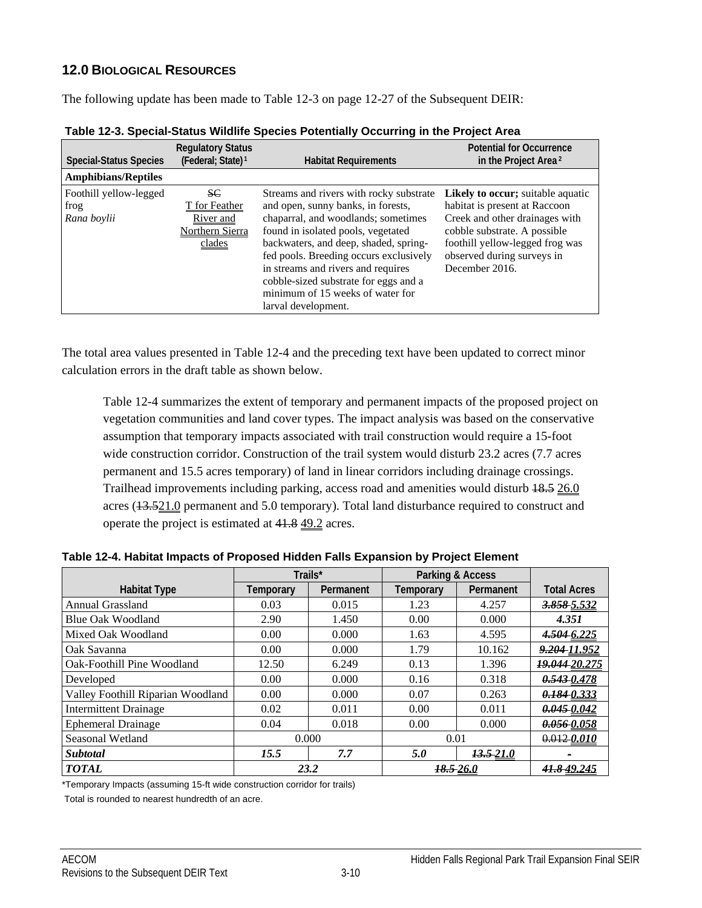## 12.0 BIOLOGICAL RESOURCES

The following update has been made to Table 12-3 on page 12-27 of the Subsequent DEIR:

**Table 12-3. Special-Status Wildlife Species Potentially Occurring in the Project Area**

| Special-Status Species | Regulatory Status (Federal; State)[1] | Habitat Requirements | Potential for Occurrence in the Project Area[2] |
|---|---|---|---|
| **Amphibians/Reptiles** | | | |
| Foothill yellow-legged frog *Rana boylii* | ~~SC~~ <u>T for Feather River and Northern Sierra clades</u> | Streams and rivers with rocky substrate and open, sunny banks, in forests, chaparral, and woodlands; sometimes found in isolated pools, vegetated backwaters, and deep, shaded, spring-fed pools. Breeding occurs exclusively in streams and rivers and requires cobble-sized substrate for eggs and a minimum of 15 weeks of water for larval development. | **Likely to occur;** suitable aquatic habitat is present at Raccoon Creek and other drainages with cobble substrate. A possible foothill yellow-legged frog was observed during surveys in December 2016. |

The total area values presented in Table 12-4 and the preceding text have been updated to correct minor calculation errors in the draft table as shown below.

> Table 12-4 summarizes the extent of temporary and permanent impacts of the proposed project on vegetation communities and land cover types. The impact analysis was based on the conservative assumption that temporary impacts associated with trail construction would require a 15-foot wide construction corridor. Construction of the trail system would disturb 23.2 acres (7.7 acres permanent and 15.5 acres temporary) of land in linear corridors including drainage crossings. Trailhead improvements including parking, access road and amenities would disturb ~~18.5~~ <u>26.0</u> acres (~~13.5~~<u>21.0</u> permanent and 5.0 temporary). Total land disturbance required to construct and operate the project is estimated at ~~41.8~~ <u>49.2</u> acres.

**Table 12-4. Habitat Impacts of Proposed Hidden Falls Expansion by Project Element**

| Habitat Type | Trails* | | Parking & Access | | Total Acres |
|---|---|---|---|---|---|
| | Temporary | Permanent | Temporary | Permanent | |
| Annual Grassland | 0.03 | 0.015 | 1.23 | 4.257 | ***~~3.858~~ <u>5.532</u>*** |
| Blue Oak Woodland | 2.90 | 1.450 | 0.00 | 0.000 | ***4.351*** |
| Mixed Oak Woodland | 0.00 | 0.000 | 1.63 | 4.595 | ***~~4.504~~ <u>6.225</u>*** |
| Oak Savanna | 0.00 | 0.000 | 1.79 | 10.162 | ***~~9.204~~ <u>11.952</u>*** |
| Oak-Foothill Pine Woodland | 12.50 | 6.249 | 0.13 | 1.396 | ***~~19.044~~ <u>20.275</u>*** |
| Developed | 0.00 | 0.000 | 0.16 | 0.318 | ***~~0.543~~ <u>0.478</u>*** |
| Valley Foothill Riparian Woodland | 0.00 | 0.000 | 0.07 | 0.263 | ***~~0.184~~ <u>0.333</u>*** |
| Intermittent Drainage | 0.02 | 0.011 | 0.00 | 0.011 | ***~~0.045~~ <u>0.042</u>*** |
| Ephemeral Drainage | 0.04 | 0.018 | 0.00 | 0.000 | ***~~0.056~~ <u>0.058</u>*** |
| Seasonal Wetland | 0.000 | | 0.01 | | ~~0.012~~ ***<u>0.010</u>*** |
| ***Subtotal*** | ***15.5*** | ***7.7*** | ***5.0*** | ***~~13.5~~ <u>21.0</u>*** | <u>-</u> |
| ***TOTAL*** | ***23.2*** | | ***~~18.5~~ <u>26.0</u>*** | | ***~~41.8~~ <u>49.245</u>*** |

*Temporary Impacts (assuming 15-ft wide construction corridor for trails)

Total is rounded to nearest hundredth of an acre.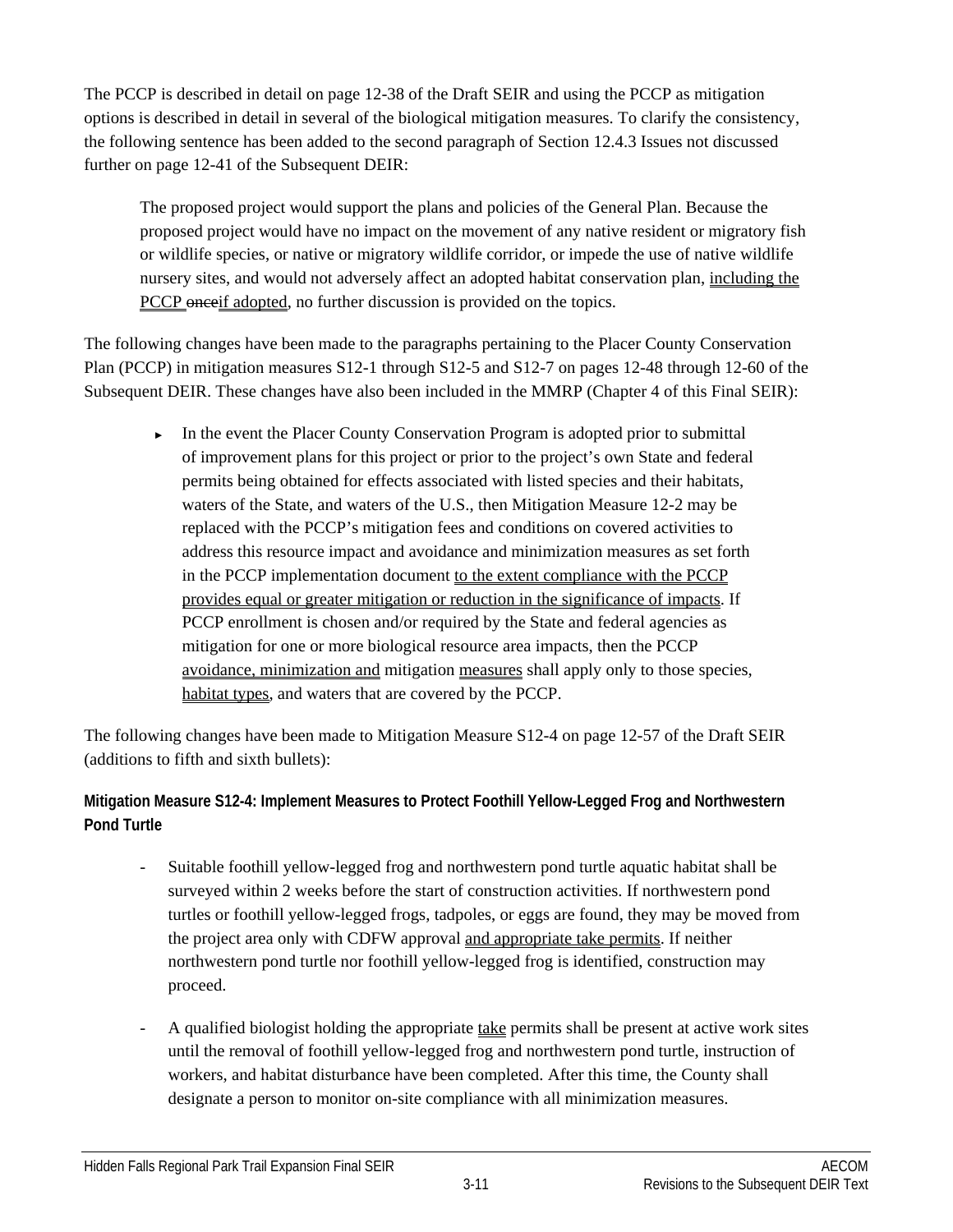The PCCP is described in detail on page 12-38 of the Draft SEIR and using the PCCP as mitigation options is described in detail in several of the biological mitigation measures. To clarify the consistency, the following sentence has been added to the second paragraph of Section 12.4.3 Issues not discussed further on page 12-41 of the Subsequent DEIR:

> The proposed project would support the plans and policies of the General Plan. Because the proposed project would have no impact on the movement of any native resident or migratory fish or wildlife species, or native or migratory wildlife corridor, or impede the use of native wildlife nursery sites, and would not adversely affect an adopted habitat conservation plan, <u>including the PCCP</u> ~~once~~<u>if adopted</u>, no further discussion is provided on the topics.

The following changes have been made to the paragraphs pertaining to the Placer County Conservation Plan (PCCP) in mitigation measures S12-1 through S12-5 and S12-7 on pages 12-48 through 12-60 of the Subsequent DEIR. These changes have also been included in the MMRP (Chapter 4 of this Final SEIR):

- In the event the Placer County Conservation Program is adopted prior to submittal of improvement plans for this project or prior to the project's own State and federal permits being obtained for effects associated with listed species and their habitats, waters of the State, and waters of the U.S., then Mitigation Measure 12-2 may be replaced with the PCCP's mitigation fees and conditions on covered activities to address this resource impact and avoidance and minimization measures as set forth in the PCCP implementation document <u>to the extent compliance with the PCCP provides equal or greater mitigation or reduction in the significance of impacts</u>. If PCCP enrollment is chosen and/or required by the State and federal agencies as mitigation for one or more biological resource area impacts, then the PCCP <u>avoidance, minimization and</u> mitigation <u>measures</u> shall apply only to those species, <u>habitat types</u>, and waters that are covered by the PCCP.

The following changes have been made to Mitigation Measure S12-4 on page 12-57 of the Draft SEIR (additions to fifth and sixth bullets):

**Mitigation Measure S12-4: Implement Measures to Protect Foothill Yellow-Legged Frog and Northwestern Pond Turtle**

- Suitable foothill yellow-legged frog and northwestern pond turtle aquatic habitat shall be surveyed within 2 weeks before the start of construction activities. If northwestern pond turtles or foothill yellow-legged frogs, tadpoles, or eggs are found, they may be moved from the project area only with CDFW approval <u>and appropriate take permits</u>. If neither northwestern pond turtle nor foothill yellow-legged frog is identified, construction may proceed.

- A qualified biologist holding the appropriate <u>take</u> permits shall be present at active work sites until the removal of foothill yellow-legged frog and northwestern pond turtle, instruction of workers, and habitat disturbance have been completed. After this time, the County shall designate a person to monitor on-site compliance with all minimization measures.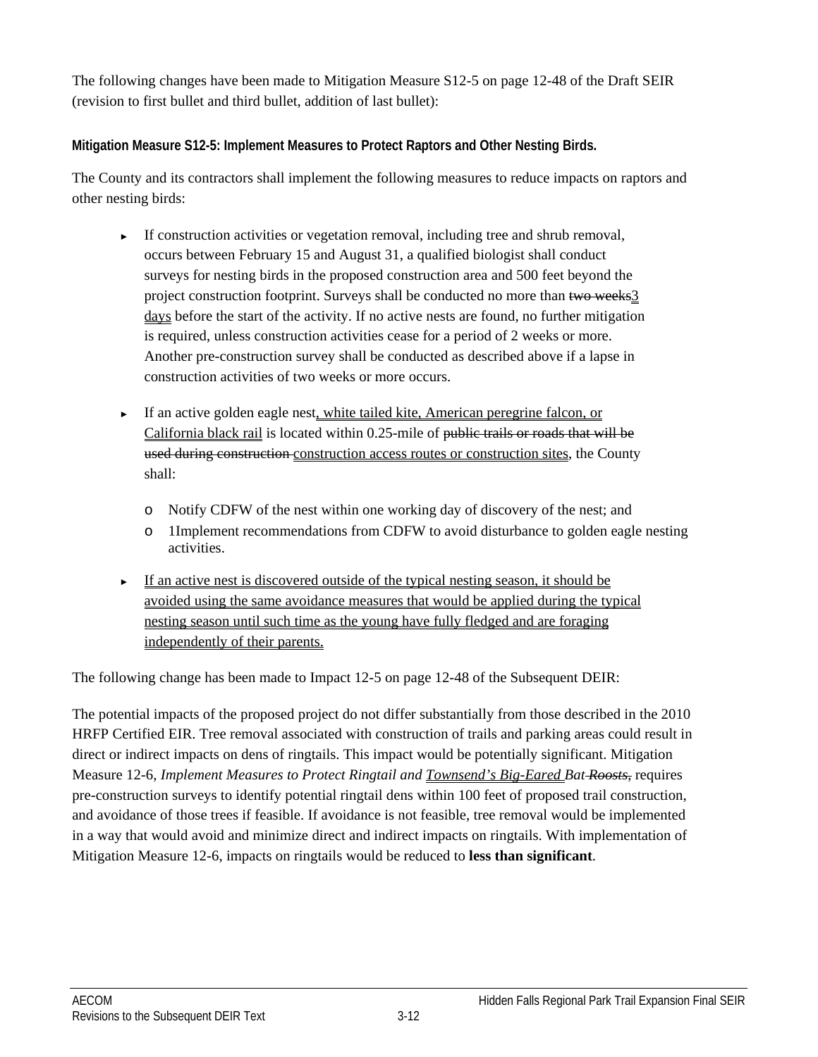The following changes have been made to Mitigation Measure S12-5 on page 12-48 of the Draft SEIR (revision to first bullet and third bullet, addition of last bullet):

**Mitigation Measure S12-5: Implement Measures to Protect Raptors and Other Nesting Birds.**

The County and its contractors shall implement the following measures to reduce impacts on raptors and other nesting birds:

- If construction activities or vegetation removal, including tree and shrub removal, occurs between February 15 and August 31, a qualified biologist shall conduct surveys for nesting birds in the proposed construction area and 500 feet beyond the project construction footprint. Surveys shall be conducted no more than ~~two weeks~~<u>3 days</u> before the start of the activity. If no active nests are found, no further mitigation is required, unless construction activities cease for a period of 2 weeks or more. Another pre-construction survey shall be conducted as described above if a lapse in construction activities of two weeks or more occurs.

- If an active golden eagle nest<u>, white tailed kite, American peregrine falcon, or California black rail</u> is located within 0.25-mile of ~~public trails or roads that will be used during construction~~ <u>construction access routes or construction sites</u>, the County shall:
  - Notify CDFW of the nest within one working day of discovery of the nest; and
  - 1Implement recommendations from CDFW to avoid disturbance to golden eagle nesting activities.

- <u>If an active nest is discovered outside of the typical nesting season, it should be avoided using the same avoidance measures that would be applied during the typical nesting season until such time as the young have fully fledged and are foraging independently of their parents.</u>

The following change has been made to Impact 12-5 on page 12-48 of the Subsequent DEIR:

The potential impacts of the proposed project do not differ substantially from those described in the 2010 HRFP Certified EIR. Tree removal associated with construction of trails and parking areas could result in direct or indirect impacts on dens of ringtails. This impact would be potentially significant. Mitigation Measure 12-6, *Implement Measures to Protect Ringtail and <u>Townsend's Big-Eared</u> Bat ~~Roosts,~~* requires pre-construction surveys to identify potential ringtail dens within 100 feet of proposed trail construction, and avoidance of those trees if feasible. If avoidance is not feasible, tree removal would be implemented in a way that would avoid and minimize direct and indirect impacts on ringtails. With implementation of Mitigation Measure 12-6, impacts on ringtails would be reduced to **less than significant**.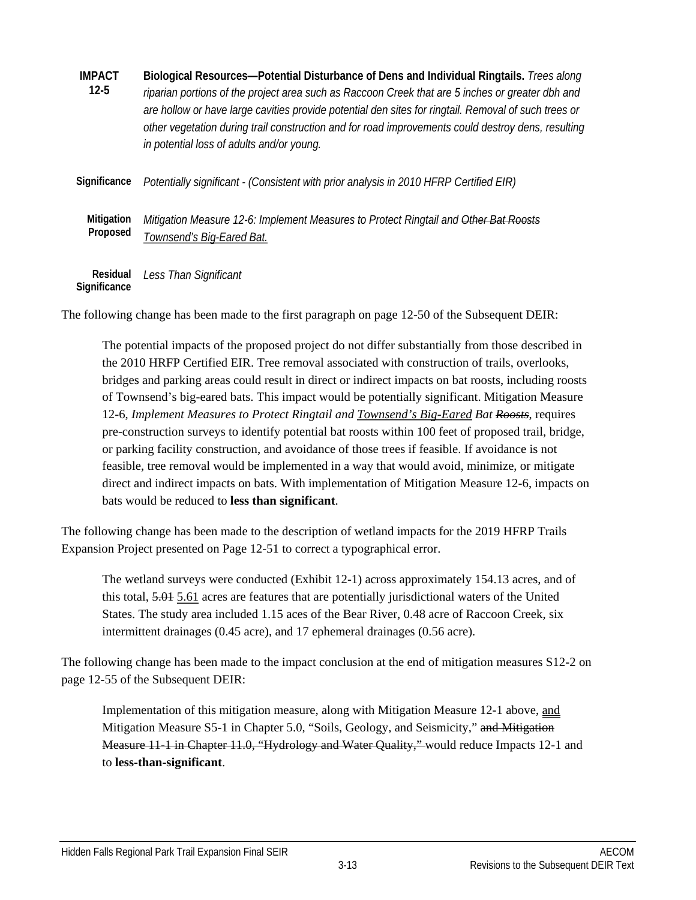| | |
|---|---|
| **IMPACT 12-5** | **Biological Resources—Potential Disturbance of Dens and Individual Ringtails.** *Trees along riparian portions of the project area such as Raccoon Creek that are 5 inches or greater dbh and are hollow or have large cavities provide potential den sites for ringtail. Removal of such trees or other vegetation during trail construction and for road improvements could destroy dens, resulting in potential loss of adults and/or young.* |
| **Significance** | *Potentially significant - (Consistent with prior analysis in 2010 HFRP Certified EIR)* |
| **Mitigation Proposed** | *Mitigation Measure 12-6: Implement Measures to Protect Ringtail and ~~Other Bat Roosts~~ <u>Townsend's Big-Eared Bat.</u>* |
| **Residual Significance** | *Less Than Significant* |

The following change has been made to the first paragraph on page 12-50 of the Subsequent DEIR:

> The potential impacts of the proposed project do not differ substantially from those described in the 2010 HFRP Certified EIR. Tree removal associated with construction of trails, overlooks, bridges and parking areas could result in direct or indirect impacts on bat roosts, including roosts of Townsend's big-eared bats. This impact would be potentially significant. Mitigation Measure 12-6, *Implement Measures to Protect Ringtail and <u>Townsend's Big-Eared</u> Bat ~~Roosts~~*, requires pre-construction surveys to identify potential bat roosts within 100 feet of proposed trail, bridge, or parking facility construction, and avoidance of those trees if feasible. If avoidance is not feasible, tree removal would be implemented in a way that would avoid, minimize, or mitigate direct and indirect impacts on bats. With implementation of Mitigation Measure 12-6, impacts on bats would be reduced to **less than significant**.

The following change has been made to the description of wetland impacts for the 2019 HFRP Trails Expansion Project presented on Page 12-51 to correct a typographical error.

> The wetland surveys were conducted (Exhibit 12-1) across approximately 154.13 acres, and of this total, ~~5.01~~ <u>5.61</u> acres are features that are potentially jurisdictional waters of the United States. The study area included 1.15 aces of the Bear River, 0.48 acre of Raccoon Creek, six intermittent drainages (0.45 acre), and 17 ephemeral drainages (0.56 acre).

The following change has been made to the impact conclusion at the end of mitigation measures S12-2 on page 12-55 of the Subsequent DEIR:

> Implementation of this mitigation measure, along with Mitigation Measure 12-1 above, <u>and</u> Mitigation Measure S5-1 in Chapter 5.0, "Soils, Geology, and Seismicity," ~~and Mitigation Measure 11-1 in Chapter 11.0, "Hydrology and Water Quality,"~~ would reduce Impacts 12-1 and to **less-than-significant**.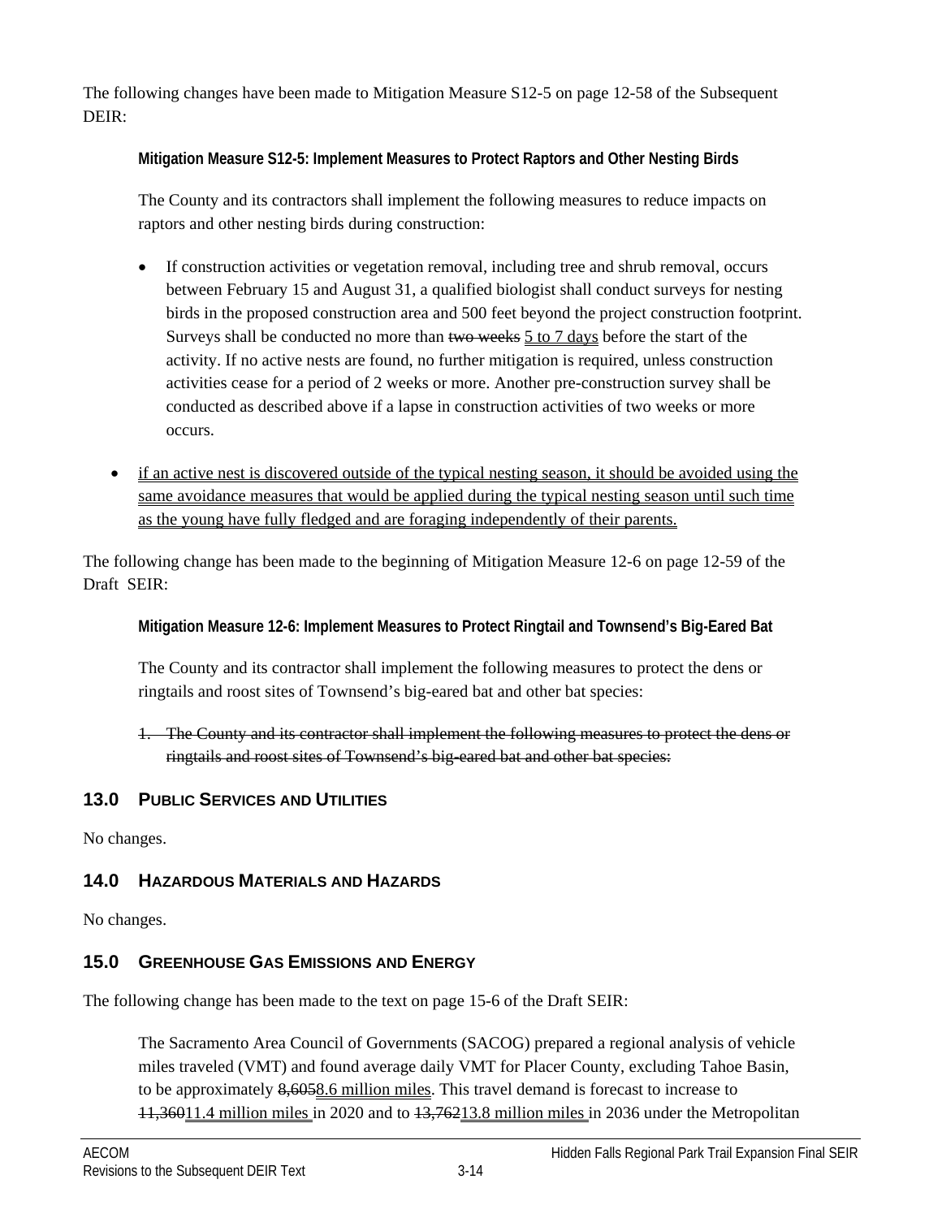The following changes have been made to Mitigation Measure S12-5 on page 12-58 of the Subsequent DEIR:

**Mitigation Measure S12-5: Implement Measures to Protect Raptors and Other Nesting Birds**

The County and its contractors shall implement the following measures to reduce impacts on raptors and other nesting birds during construction:

- If construction activities or vegetation removal, including tree and shrub removal, occurs between February 15 and August 31, a qualified biologist shall conduct surveys for nesting birds in the proposed construction area and 500 feet beyond the project construction footprint. Surveys shall be conducted no more than ~~two weeks~~ <u>5 to 7 days</u> before the start of the activity. If no active nests are found, no further mitigation is required, unless construction activities cease for a period of 2 weeks or more. Another pre-construction survey shall be conducted as described above if a lapse in construction activities of two weeks or more occurs.

- <u>if an active nest is discovered outside of the typical nesting season, it should be avoided using the same avoidance measures that would be applied during the typical nesting season until such time as the young have fully fledged and are foraging independently of their parents.</u>

The following change has been made to the beginning of Mitigation Measure 12-6 on page 12-59 of the Draft SEIR:

**Mitigation Measure 12-6: Implement Measures to Protect Ringtail and Townsend's Big-Eared Bat**

The County and its contractor shall implement the following measures to protect the dens or ringtails and roost sites of Townsend's big-eared bat and other bat species:

1. ~~The County and its contractor shall implement the following measures to protect the dens or ringtails and roost sites of Townsend's big-eared bat and other bat species:~~

## 13.0 Public Services and Utilities

No changes.

## 14.0 Hazardous Materials and Hazards

No changes.

## 15.0 Greenhouse Gas Emissions and Energy

The following change has been made to the text on page 15-6 of the Draft SEIR:

The Sacramento Area Council of Governments (SACOG) prepared a regional analysis of vehicle miles traveled (VMT) and found average daily VMT for Placer County, excluding Tahoe Basin, to be approximately ~~8,605~~<u>8.6 million miles</u>. This travel demand is forecast to increase to ~~11,360~~<u>11.4 million miles</u> in 2020 and to ~~13,762~~<u>13.8 million miles</u> in 2036 under the Metropolitan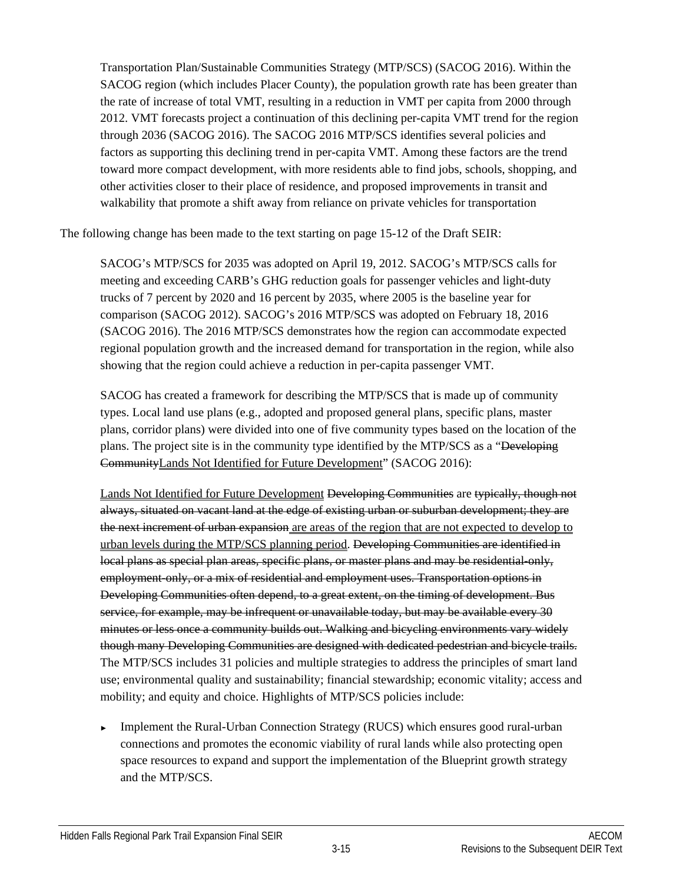Transportation Plan/Sustainable Communities Strategy (MTP/SCS) (SACOG 2016). Within the SACOG region (which includes Placer County), the population growth rate has been greater than the rate of increase of total VMT, resulting in a reduction in VMT per capita from 2000 through 2012. VMT forecasts project a continuation of this declining per-capita VMT trend for the region through 2036 (SACOG 2016). The SACOG 2016 MTP/SCS identifies several policies and factors as supporting this declining trend in per-capita VMT. Among these factors are the trend toward more compact development, with more residents able to find jobs, schools, shopping, and other activities closer to their place of residence, and proposed improvements in transit and walkability that promote a shift away from reliance on private vehicles for transportation

The following change has been made to the text starting on page 15-12 of the Draft SEIR:

> SACOG's MTP/SCS for 2035 was adopted on April 19, 2012. SACOG's MTP/SCS calls for meeting and exceeding CARB's GHG reduction goals for passenger vehicles and light-duty trucks of 7 percent by 2020 and 16 percent by 2035, where 2005 is the baseline year for comparison (SACOG 2012). SACOG's 2016 MTP/SCS was adopted on February 18, 2016 (SACOG 2016). The 2016 MTP/SCS demonstrates how the region can accommodate expected regional population growth and the increased demand for transportation in the region, while also showing that the region could achieve a reduction in per-capita passenger VMT.
>
> SACOG has created a framework for describing the MTP/SCS that is made up of community types. Local land use plans (e.g., adopted and proposed general plans, specific plans, master plans, corridor plans) were divided into one of five community types based on the location of the plans. The project site is in the community type identified by the MTP/SCS as a "~~Developing Community~~<u>Lands Not Identified for Future Development</u>" (SACOG 2016):
>
> <u>Lands Not Identified for Future Development</u> ~~Developing Communities~~ are ~~typically, though not always, situated on vacant land at the edge of existing urban or suburban development; they are the next increment of urban expansion~~ <u>are areas of the region that are not expected to develop to urban levels during the MTP/SCS planning period</u>. ~~Developing Communities are identified in local plans as special plan areas, specific plans, or master plans and may be residential-only, employment-only, or a mix of residential and employment uses. Transportation options in Developing Communities often depend, to a great extent, on the timing of development. Bus service, for example, may be infrequent or unavailable today, but may be available every 30 minutes or less once a community builds out. Walking and bicycling environments vary widely though many Developing Communities are designed with dedicated pedestrian and bicycle trails.~~ The MTP/SCS includes 31 policies and multiple strategies to address the principles of smart land use; environmental quality and sustainability; financial stewardship; economic vitality; access and mobility; and equity and choice. Highlights of MTP/SCS policies include:
>
> - Implement the Rural-Urban Connection Strategy (RUCS) which ensures good rural-urban connections and promotes the economic viability of rural lands while also protecting open space resources to expand and support the implementation of the Blueprint growth strategy and the MTP/SCS.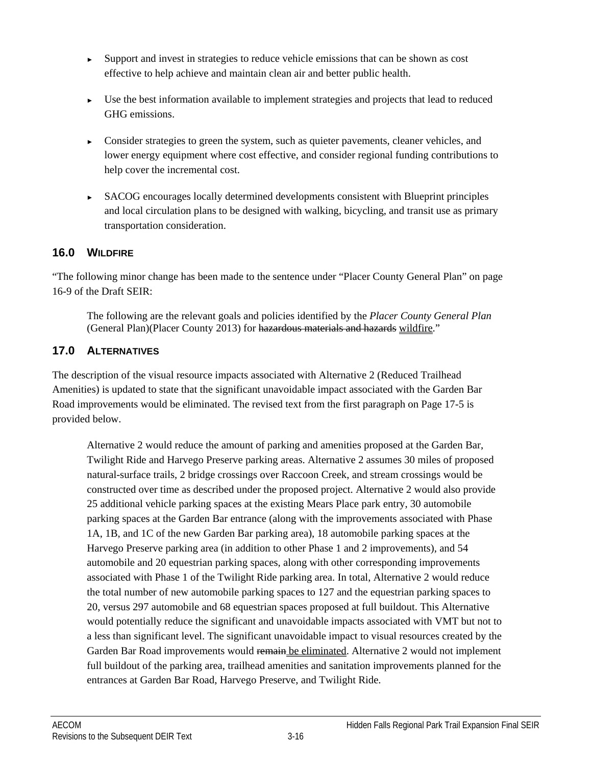- Support and invest in strategies to reduce vehicle emissions that can be shown as cost effective to help achieve and maintain clean air and better public health.

- Use the best information available to implement strategies and projects that lead to reduced GHG emissions.

- Consider strategies to green the system, such as quieter pavements, cleaner vehicles, and lower energy equipment where cost effective, and consider regional funding contributions to help cover the incremental cost.

- SACOG encourages locally determined developments consistent with Blueprint principles and local circulation plans to be designed with walking, bicycling, and transit use as primary transportation consideration.

## 16.0 WILDFIRE

"The following minor change has been made to the sentence under "Placer County General Plan" on page 16-9 of the Draft SEIR:

> The following are the relevant goals and policies identified by the *Placer County General Plan* (General Plan)(Placer County 2013) for ~~hazardous materials and hazards~~ <u>wildfire</u>."

## 17.0 ALTERNATIVES

The description of the visual resource impacts associated with Alternative 2 (Reduced Trailhead Amenities) is updated to state that the significant unavoidable impact associated with the Garden Bar Road improvements would be eliminated. The revised text from the first paragraph on Page 17-5 is provided below.

> Alternative 2 would reduce the amount of parking and amenities proposed at the Garden Bar, Twilight Ride and Harvego Preserve parking areas. Alternative 2 assumes 30 miles of proposed natural-surface trails, 2 bridge crossings over Raccoon Creek, and stream crossings would be constructed over time as described under the proposed project. Alternative 2 would also provide 25 additional vehicle parking spaces at the existing Mears Place park entry, 30 automobile parking spaces at the Garden Bar entrance (along with the improvements associated with Phase 1A, 1B, and 1C of the new Garden Bar parking area), 18 automobile parking spaces at the Harvego Preserve parking area (in addition to other Phase 1 and 2 improvements), and 54 automobile and 20 equestrian parking spaces, along with other corresponding improvements associated with Phase 1 of the Twilight Ride parking area. In total, Alternative 2 would reduce the total number of new automobile parking spaces to 127 and the equestrian parking spaces to 20, versus 297 automobile and 68 equestrian spaces proposed at full buildout. This Alternative would potentially reduce the significant and unavoidable impacts associated with VMT but not to a less than significant level. The significant unavoidable impact to visual resources created by the Garden Bar Road improvements would ~~remain~~ <u>be eliminated</u>. Alternative 2 would not implement full buildout of the parking area, trailhead amenities and sanitation improvements planned for the entrances at Garden Bar Road, Harvego Preserve, and Twilight Ride.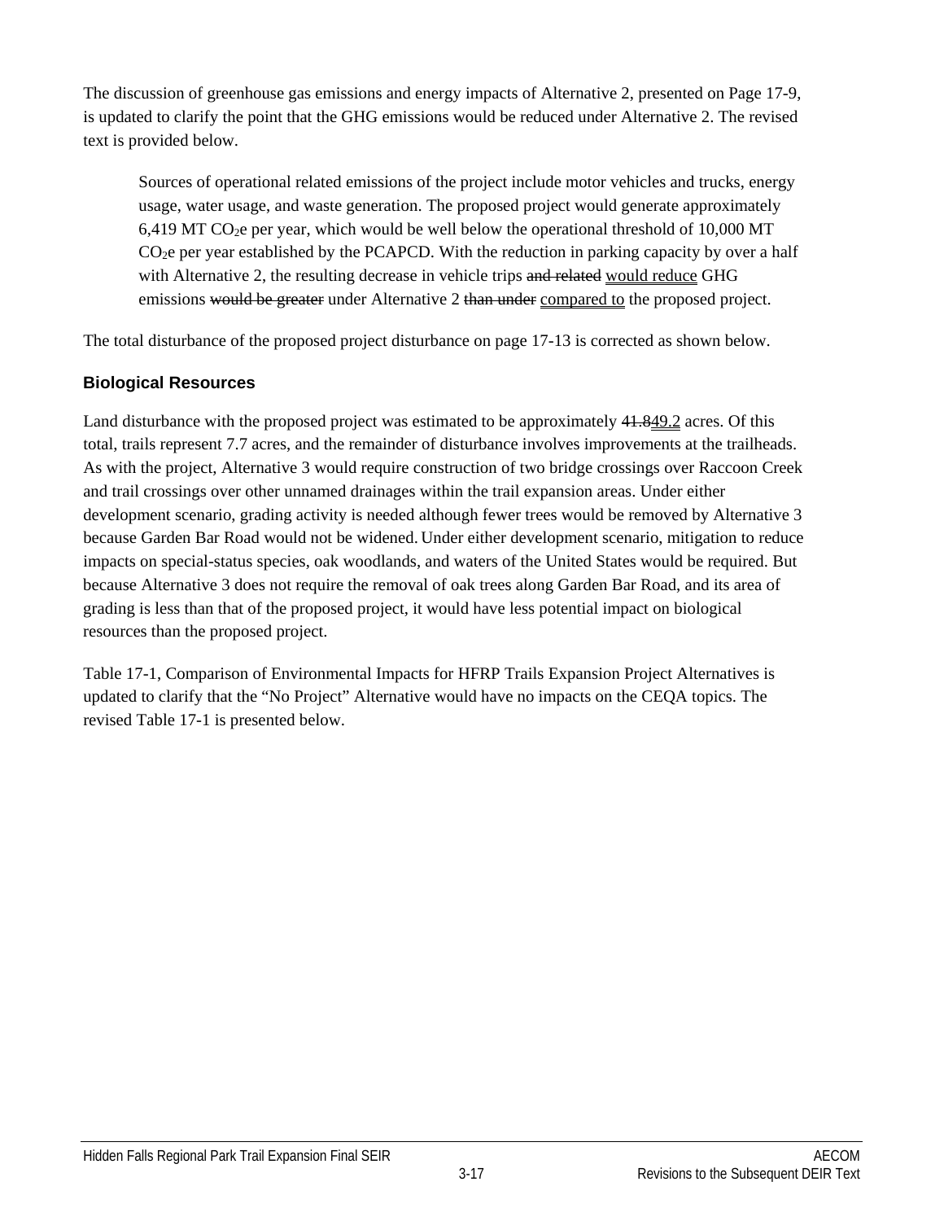The discussion of greenhouse gas emissions and energy impacts of Alternative 2, presented on Page 17-9, is updated to clarify the point that the GHG emissions would be reduced under Alternative 2. The revised text is provided below.

> Sources of operational related emissions of the project include motor vehicles and trucks, energy usage, water usage, and waste generation. The proposed project would generate approximately 6,419 MT $CO_2$e per year, which would be well below the operational threshold of 10,000 MT $CO_2$e per year established by the PCAPCD. With the reduction in parking capacity by over a half with Alternative 2, the resulting decrease in vehicle trips ~~and related~~ <u>would reduce</u> GHG emissions ~~would be greater~~ under Alternative 2 ~~than under~~ <u>compared to</u> the proposed project.

The total disturbance of the proposed project disturbance on page 17-13 is corrected as shown below.

### Biological Resources

Land disturbance with the proposed project was estimated to be approximately ~~41.8~~<u>49.2</u> acres. Of this total, trails represent 7.7 acres, and the remainder of disturbance involves improvements at the trailheads. As with the project, Alternative 3 would require construction of two bridge crossings over Raccoon Creek and trail crossings over other unnamed drainages within the trail expansion areas. Under either development scenario, grading activity is needed although fewer trees would be removed by Alternative 3 because Garden Bar Road would not be widened. Under either development scenario, mitigation to reduce impacts on special-status species, oak woodlands, and waters of the United States would be required. But because Alternative 3 does not require the removal of oak trees along Garden Bar Road, and its area of grading is less than that of the proposed project, it would have less potential impact on biological resources than the proposed project.

Table 17-1, Comparison of Environmental Impacts for HFRP Trails Expansion Project Alternatives is updated to clarify that the "No Project" Alternative would have no impacts on the CEQA topics. The revised Table 17-1 is presented below.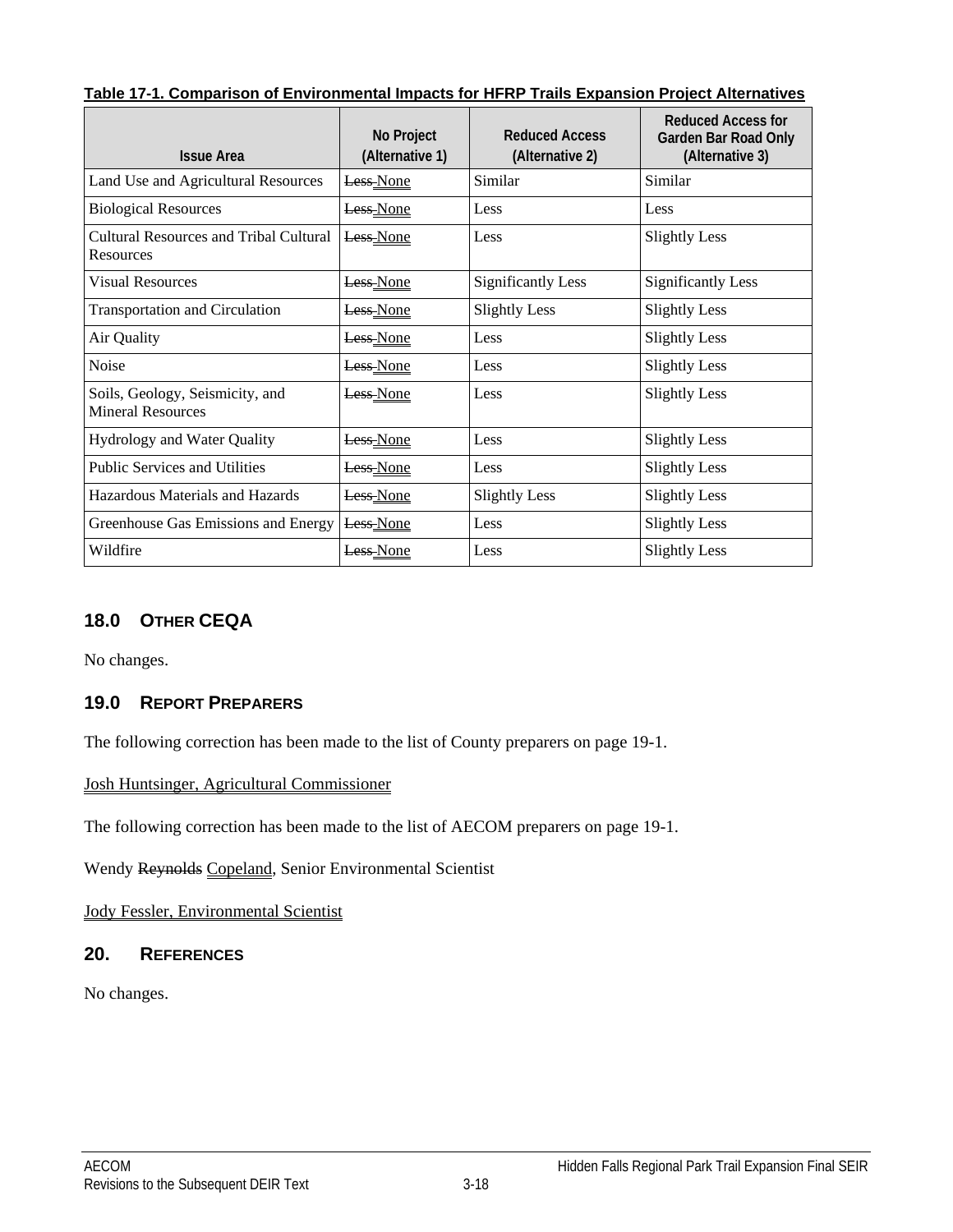**Table 17-1. Comparison of Environmental Impacts for HFRP Trails Expansion Project Alternatives**

| Issue Area | No Project (Alternative 1) | Reduced Access (Alternative 2) | Reduced Access for Garden Bar Road Only (Alternative 3) |
|---|---|---|---|
| Land Use and Agricultural Resources | ~~Less~~ <u>None</u> | Similar | Similar |
| Biological Resources | ~~Less~~ <u>None</u> | Less | Less |
| Cultural Resources and Tribal Cultural Resources | ~~Less~~ <u>None</u> | Less | Slightly Less |
| Visual Resources | ~~Less~~ <u>None</u> | Significantly Less | Significantly Less |
| Transportation and Circulation | ~~Less~~ <u>None</u> | Slightly Less | Slightly Less |
| Air Quality | ~~Less~~ <u>None</u> | Less | Slightly Less |
| Noise | ~~Less~~ <u>None</u> | Less | Slightly Less |
| Soils, Geology, Seismicity, and Mineral Resources | ~~Less~~ <u>None</u> | Less | Slightly Less |
| Hydrology and Water Quality | ~~Less~~ <u>None</u> | Less | Slightly Less |
| Public Services and Utilities | ~~Less~~ <u>None</u> | Less | Slightly Less |
| Hazardous Materials and Hazards | ~~Less~~ <u>None</u> | Slightly Less | Slightly Less |
| Greenhouse Gas Emissions and Energy | ~~Less~~ <u>None</u> | Less | Slightly Less |
| Wildfire | ~~Less~~ <u>None</u> | Less | Slightly Less |

## 18.0 OTHER CEQA

No changes.

## 19.0 REPORT PREPARERS

The following correction has been made to the list of County preparers on page 19-1.

<u>Josh Huntsinger, Agricultural Commissioner</u>

The following correction has been made to the list of AECOM preparers on page 19-1.

Wendy ~~Reynolds~~ <u>Copeland</u>, Senior Environmental Scientist

<u>Jody Fessler, Environmental Scientist</u>

## 20. REFERENCES

No changes.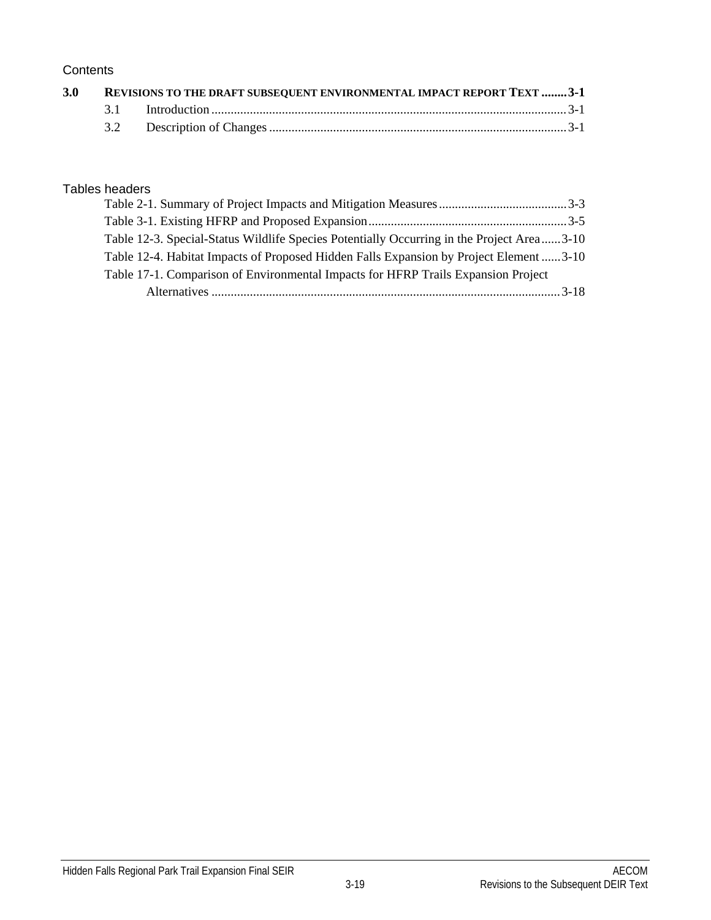Contents

**3.0 REVISIONS TO THE DRAFT SUBSEQUENT ENVIRONMENTAL IMPACT REPORT TEXT ........3-1**

3.1 Introduction ............................................................................................................3-1

3.2 Description of Changes ...........................................................................................3-1

Tables headers

Table 2-1. Summary of Project Impacts and Mitigation Measures .......................................3-3

Table 3-1. Existing HFRP and Proposed Expansion .............................................................3-5

Table 12-3. Special-Status Wildlife Species Potentially Occurring in the Project Area ......3-10

Table 12-4. Habitat Impacts of Proposed Hidden Falls Expansion by Project Element ......3-10

Table 17-1. Comparison of Environmental Impacts for HFRP Trails Expansion Project Alternatives ............................................................................................................3-18